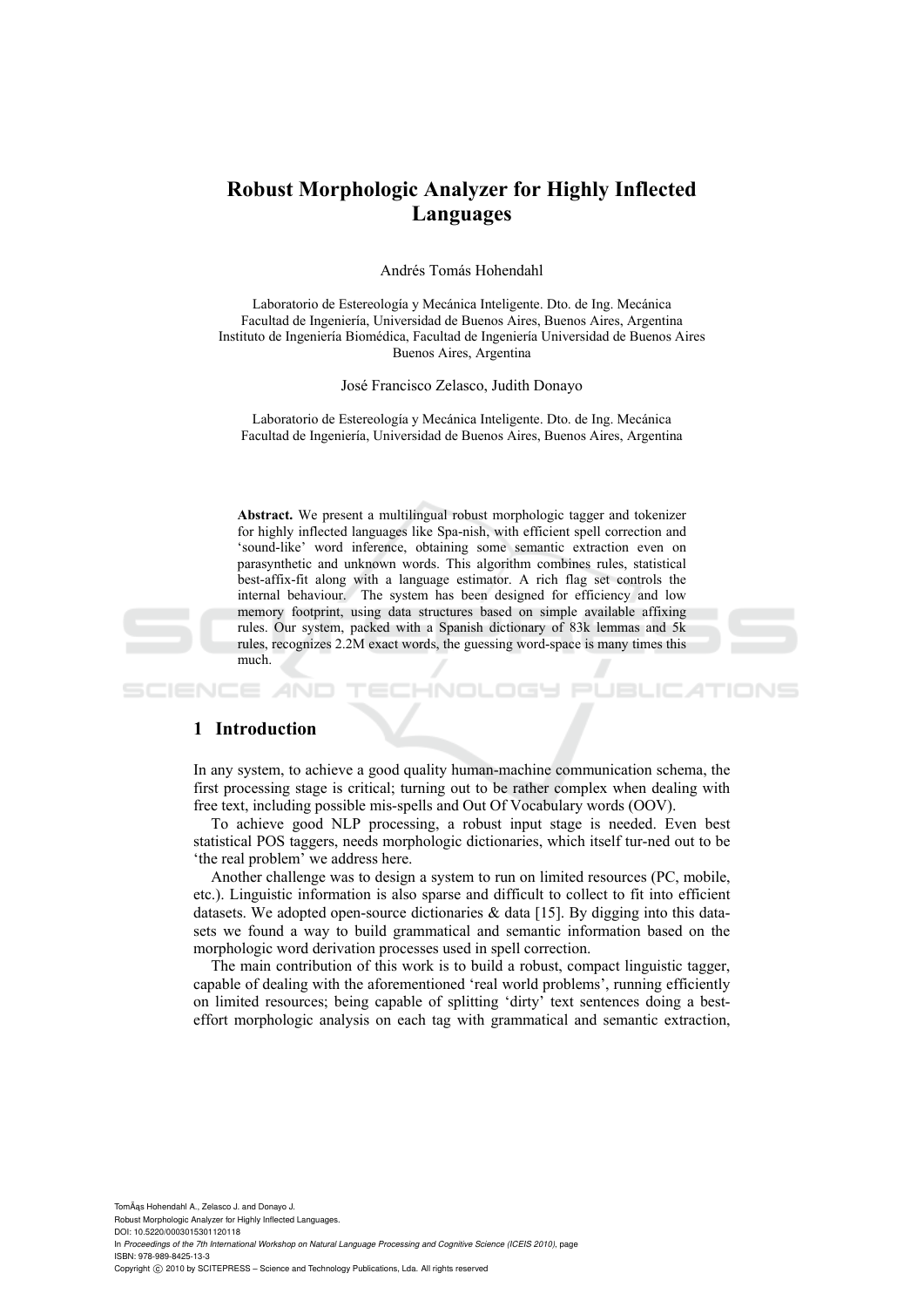# Robust Morphologic Analyzer for Highly Inflected Languages

Andrés Tomás Hohendahl

Laboratorio de Estereología y Mecánica Inteligente. Dto. de Ing. Mecánica
Facultad de Ingeniería, Universidad de Buenos Aires, Buenos Aires, Argentina
Instituto de Ingeniería Biomédica, Facultad de Ingeniería Universidad de Buenos Aires
Buenos Aires, Argentina

José Francisco Zelasco, Judith Donayo

Laboratorio de Estereología y Mecánica Inteligente. Dto. de Ing. Mecánica
Facultad de Ingeniería, Universidad de Buenos Aires, Buenos Aires, Argentina

**Abstract.** We present a multilingual robust morphologic tagger and tokenizer for highly inflected languages like Spa-nish, with efficient spell correction and 'sound-like' word inference, obtaining some semantic extraction even on parasynthetic and unknown words. This algorithm combines rules, statistical best-affix-fit along with a language estimator. A rich flag set controls the internal behaviour. The system has been designed for efficiency and low memory footprint, using data structures based on simple available affixing rules. Our system, packed with a Spanish dictionary of 83k lemmas and 5k rules, recognizes 2.2M exact words, the guessing word-space is many times this much.

## 1 Introduction

In any system, to achieve a good quality human-machine communication schema, the first processing stage is critical; turning out to be rather complex when dealing with free text, including possible mis-spells and Out Of Vocabulary words (OOV).

To achieve good NLP processing, a robust input stage is needed. Even best statistical POS taggers, needs morphologic dictionaries, which itself tur-ned out to be 'the real problem' we address here.

Another challenge was to design a system to run on limited resources (PC, mobile, etc.). Linguistic information is also sparse and difficult to collect to fit into efficient datasets. We adopted open-source dictionaries & data [15]. By digging into this data-sets we found a way to build grammatical and semantic information based on the morphologic word derivation processes used in spell correction.

The main contribution of this work is to build a robust, compact linguistic tagger, capable of dealing with the aforementioned 'real world problems', running efficiently on limited resources; being capable of splitting 'dirty' text sentences doing a best-effort morphologic analysis on each tag with grammatical and semantic extraction,

TomÃ¡s Hohendahl A., Zelasco J. and Donayo J.
Robust Morphologic Analyzer for Highly Inflected Languages.
DOI: 10.5220/0003015301120118
In *Proceedings of the 7th International Workshop on Natural Language Processing and Cognitive Science (ICEIS 2010)*, page
ISBN: 978-989-8425-13-3
Copyright © 2010 by SCITEPRESS – Science and Technology Publications, Lda. All rights reserved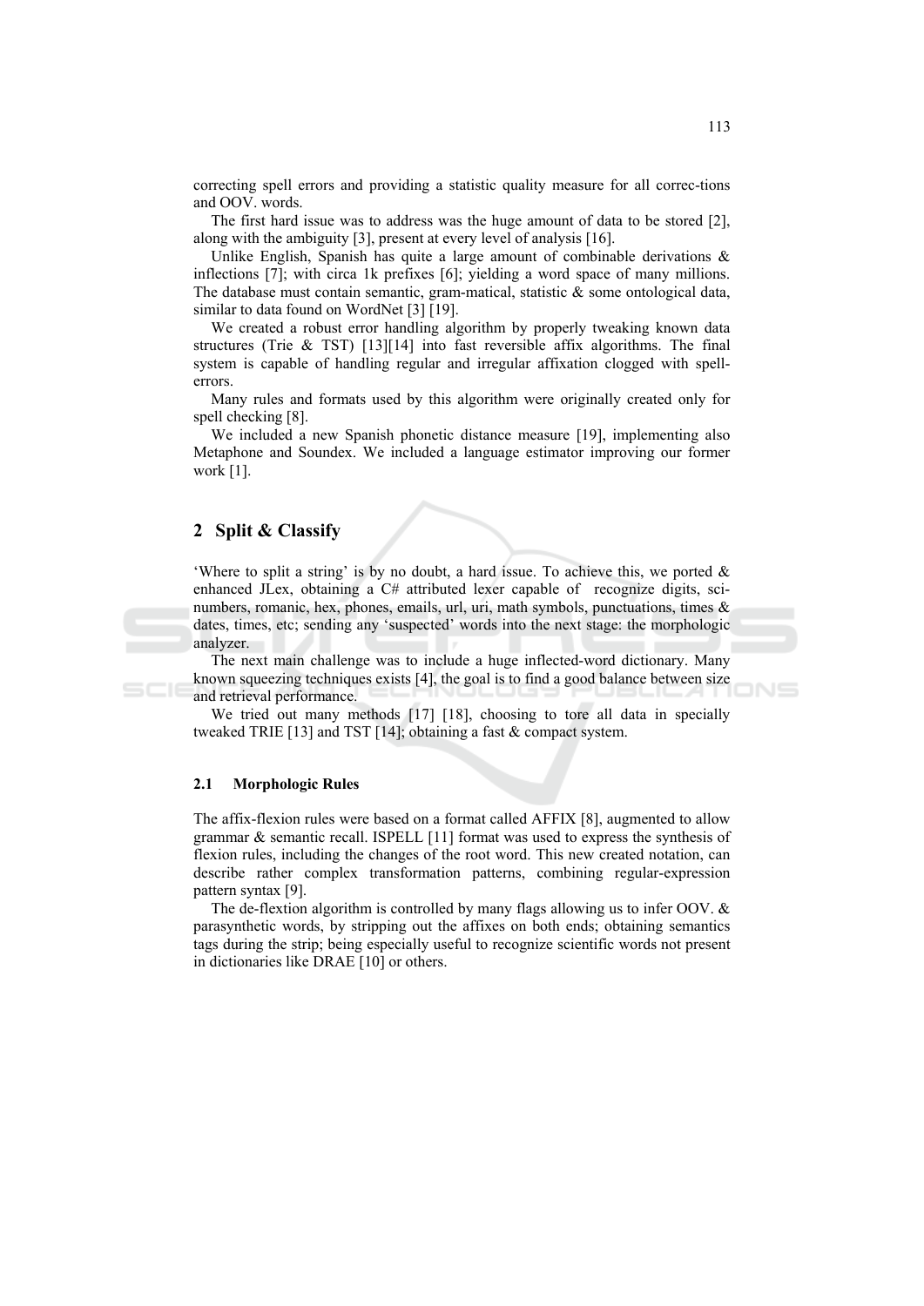correcting spell errors and providing a statistic quality measure for all correc-tions and OOV. words.

The first hard issue was to address was the huge amount of data to be stored [2], along with the ambiguity [3], present at every level of analysis [16].

Unlike English, Spanish has quite a large amount of combinable derivations & inflections [7]; with circa 1k prefixes [6]; yielding a word space of many millions. The database must contain semantic, gram-matical, statistic & some ontological data, similar to data found on WordNet [3] [19].

We created a robust error handling algorithm by properly tweaking known data structures (Trie & TST) [13][14] into fast reversible affix algorithms. The final system is capable of handling regular and irregular affixation clogged with spell-errors.

Many rules and formats used by this algorithm were originally created only for spell checking [8].

We included a new Spanish phonetic distance measure [19], implementing also Metaphone and Soundex. We included a language estimator improving our former work [1].

## 2 Split & Classify

'Where to split a string' is by no doubt, a hard issue. To achieve this, we ported & enhanced JLex, obtaining a C# attributed lexer capable of recognize digits, sci-numbers, romanic, hex, phones, emails, url, uri, math symbols, punctuations, times & dates, times, etc; sending any 'suspected' words into the next stage: the morphologic analyzer.

The next main challenge was to include a huge inflected-word dictionary. Many known squeezing techniques exists [4], the goal is to find a good balance between size and retrieval performance.

We tried out many methods [17] [18], choosing to tore all data in specially tweaked TRIE [13] and TST [14]; obtaining a fast & compact system.

### 2.1 Morphologic Rules

The affix-flexion rules were based on a format called AFFIX [8], augmented to allow grammar & semantic recall. ISPELL [11] format was used to express the synthesis of flexion rules, including the changes of the root word. This new created notation, can describe rather complex transformation patterns, combining regular-expression pattern syntax [9].

The de-flextion algorithm is controlled by many flags allowing us to infer OOV. & parasynthetic words, by stripping out the affixes on both ends; obtaining semantics tags during the strip; being especially useful to recognize scientific words not present in dictionaries like DRAE [10] or others.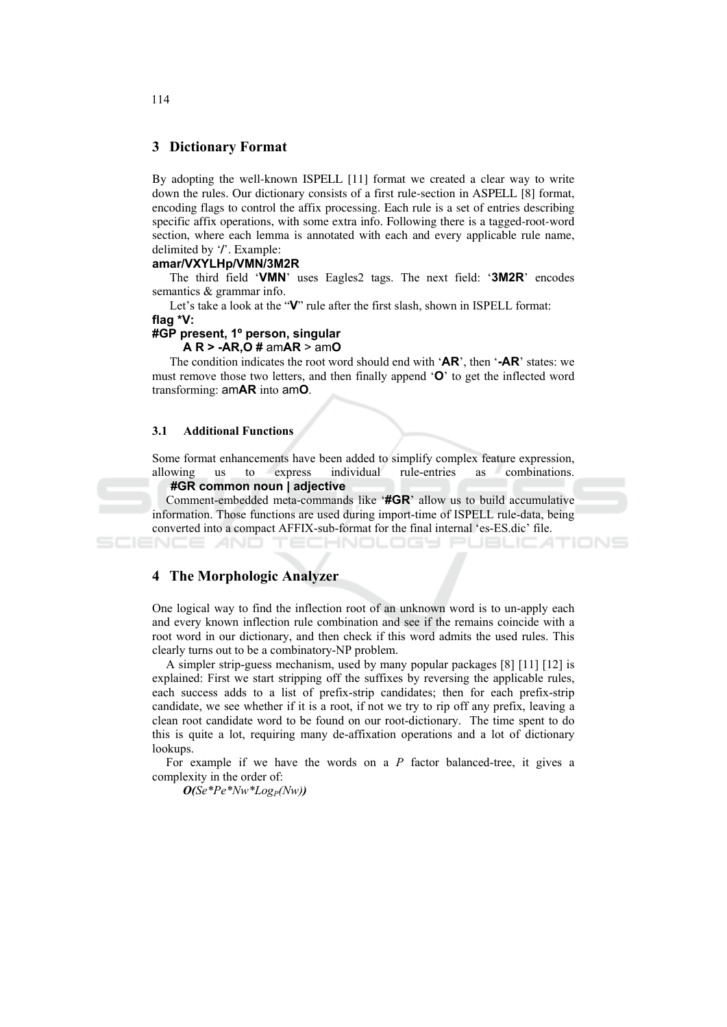## 3 Dictionary Format

By adopting the well-known ISPELL [11] format we created a clear way to write down the rules. Our dictionary consists of a first rule-section in ASPELL [8] format, encoding flags to control the affix processing. Each rule is a set of entries describing specific affix operations, with some extra info. Following there is a tagged-root-word section, where each lemma is annotated with each and every applicable rule name, delimited by '**/**'. Example:

**amar/VXYLHp/VMN/3M2R**

The third field '**VMN**' uses Eagles2 tags. The next field: '**3M2R**' encodes semantics & grammar info.

Let's take a look at the "**V**" rule after the first slash, shown in ISPELL format:

**flag *V:**

**#GP present, 1º person, singular**

**A R > -AR,O #** am**AR** > am**O**

The condition indicates the root word should end with '**AR**', then '**-AR**' states: we must remove those two letters, and then finally append '**O**' to get the inflected word transforming: am**AR** into am**O**.

### 3.1 Additional Functions

Some format enhancements have been added to simplify complex feature expression, allowing us to express individual rule-entries as combinations.

**#GR common noun | adjective**

Comment-embedded meta-commands like '**#GR**' allow us to build accumulative information. Those functions are used during import-time of ISPELL rule-data, being converted into a compact AFFIX-sub-format for the final internal 'es-ES.dic' file.

## 4 The Morphologic Analyzer

One logical way to find the inflection root of an unknown word is to un-apply each and every known inflection rule combination and see if the remains coincide with a root word in our dictionary, and then check if this word admits the used rules. This clearly turns out to be a combinatory-NP problem.

A simpler strip-guess mechanism, used by many popular packages [8] [11] [12] is explained: First we start stripping off the suffixes by reversing the applicable rules, each success adds to a list of prefix-strip candidates; then for each prefix-strip candidate, we see whether if it is a root, if not we try to rip off any prefix, leaving a clean root candidate word to be found on our root-dictionary. The time spent to do this is quite a lot, requiring many de-affixation operations and a lot of dictionary lookups.

For example if we have the words on a *P* factor balanced-tree, it gives a complexity in the order of:

$$O(Se*Pe*Nw*Log_P(Nw))$$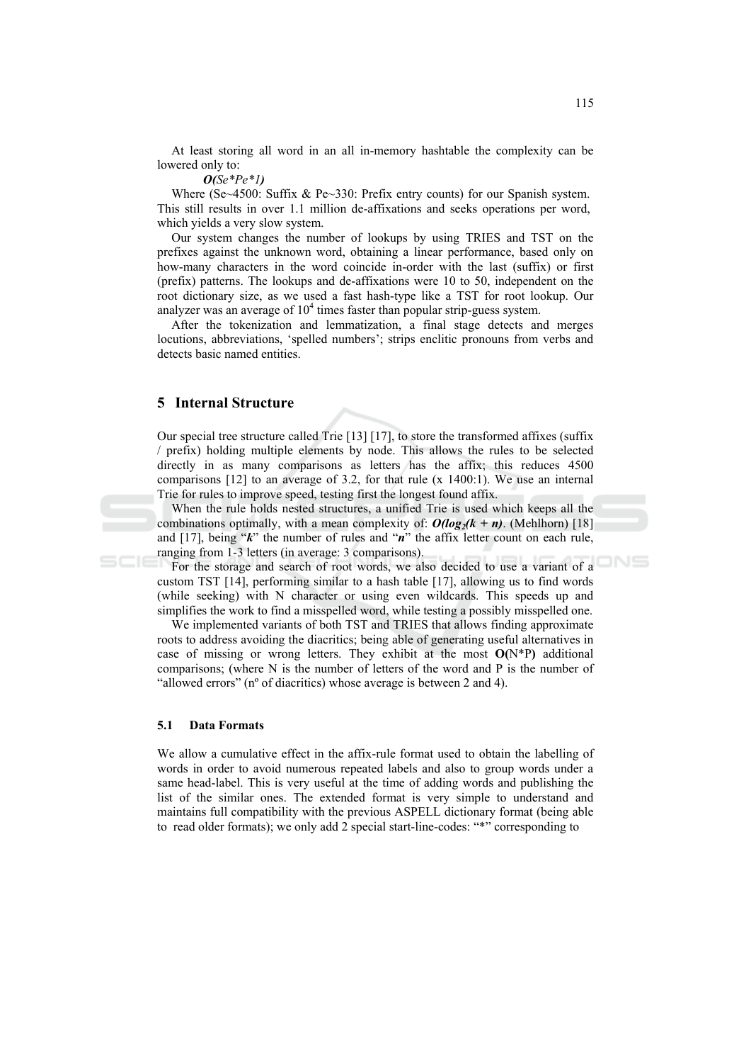At least storing all word in an all in-memory hashtable the complexity can be lowered only to:

$\boldsymbol{O}(Se*Pe*1)$

Where (Se~4500: Suffix & Pe~330: Prefix entry counts) for our Spanish system. This still results in over 1.1 million de-affixations and seeks operations per word, which yields a very slow system.

Our system changes the number of lookups by using TRIES and TST on the prefixes against the unknown word, obtaining a linear performance, based only on how-many characters in the word coincide in-order with the last (suffix) or first (prefix) patterns. The lookups and de-affixations were 10 to 50, independent on the root dictionary size, as we used a fast hash-type like a TST for root lookup. Our analyzer was an average of $10^4$ times faster than popular strip-guess system.

After the tokenization and lemmatization, a final stage detects and merges locutions, abbreviations, 'spelled numbers'; strips enclitic pronouns from verbs and detects basic named entities.

## 5 Internal Structure

Our special tree structure called Trie [13] [17], to store the transformed affixes (suffix / prefix) holding multiple elements by node. This allows the rules to be selected directly in as many comparisons as letters has the affix; this reduces 4500 comparisons [12] to an average of 3.2, for that rule (x 1400:1). We use an internal Trie for rules to improve speed, testing first the longest found affix.

When the rule holds nested structures, a unified Trie is used which keeps all the combinations optimally, with a mean complexity of: $\boldsymbol{O(\log_2(k + n)}$. (Mehlhorn) [18] and [17], being "$\boldsymbol{k}$" the number of rules and "$\boldsymbol{n}$" the affix letter count on each rule, ranging from 1-3 letters (in average: 3 comparisons).

For the storage and search of root words, we also decided to use a variant of a custom TST [14], performing similar to a hash table [17], allowing us to find words (while seeking) with N character or using even wildcards. This speeds up and simplifies the work to find a misspelled word, while testing a possibly misspelled one.

We implemented variants of both TST and TRIES that allows finding approximate roots to address avoiding the diacritics; being able of generating useful alternatives in case of missing or wrong letters. They exhibit at the most **O(**N*P**)** additional comparisons; (where N is the number of letters of the word and P is the number of "allowed errors" (nº of diacritics) whose average is between 2 and 4).

### 5.1 Data Formats

We allow a cumulative effect in the affix-rule format used to obtain the labelling of words in order to avoid numerous repeated labels and also to group words under a same head-label. This is very useful at the time of adding words and publishing the list of the similar ones. The extended format is very simple to understand and maintains full compatibility with the previous ASPELL dictionary format (being able to read older formats); we only add 2 special start-line-codes: "*" corresponding to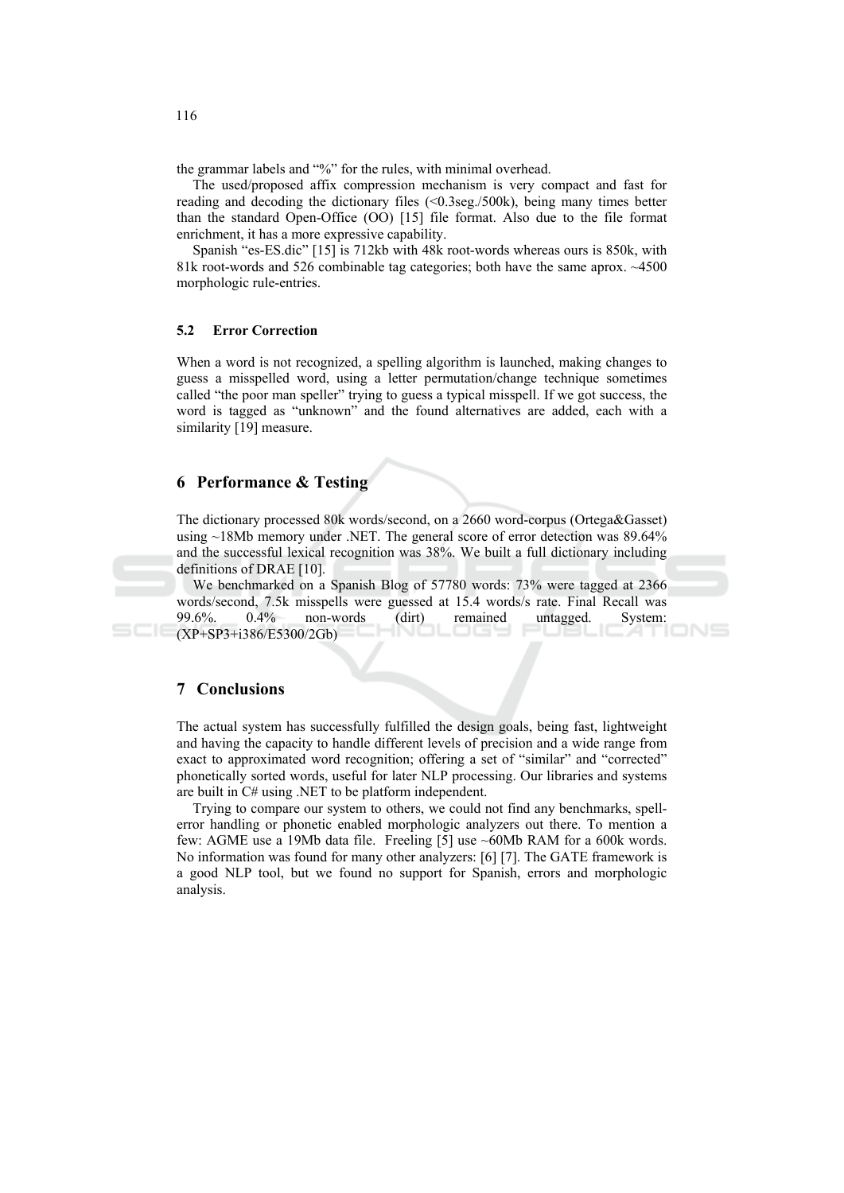the grammar labels and "%" for the rules, with minimal overhead.

The used/proposed affix compression mechanism is very compact and fast for reading and decoding the dictionary files (<0.3seg./500k), being many times better than the standard Open-Office (OO) [15] file format. Also due to the file format enrichment, it has a more expressive capability.

Spanish "es-ES.dic" [15] is 712kb with 48k root-words whereas ours is 850k, with 81k root-words and 526 combinable tag categories; both have the same aprox. ~4500 morphologic rule-entries.

### 5.2 Error Correction

When a word is not recognized, a spelling algorithm is launched, making changes to guess a misspelled word, using a letter permutation/change technique sometimes called "the poor man speller" trying to guess a typical misspell. If we got success, the word is tagged as "unknown" and the found alternatives are added, each with a similarity [19] measure.

## 6 Performance & Testing

The dictionary processed 80k words/second, on a 2660 word-corpus (Ortega&Gasset) using ~18Mb memory under .NET. The general score of error detection was 89.64% and the successful lexical recognition was 38%. We built a full dictionary including definitions of DRAE [10].

We benchmarked on a Spanish Blog of 57780 words: 73% were tagged at 2366 words/second, 7.5k misspells were guessed at 15.4 words/s rate. Final Recall was 99.6%. 0.4% non-words (dirt) remained untagged. System: (XP+SP3+i386/E5300/2Gb)

## 7 Conclusions

The actual system has successfully fulfilled the design goals, being fast, lightweight and having the capacity to handle different levels of precision and a wide range from exact to approximated word recognition; offering a set of "similar" and "corrected" phonetically sorted words, useful for later NLP processing. Our libraries and systems are built in C# using .NET to be platform independent.

Trying to compare our system to others, we could not find any benchmarks, spell-error handling or phonetic enabled morphologic analyzers out there. To mention a few: AGME use a 19Mb data file. Freeling [5] use ~60Mb RAM for a 600k words. No information was found for many other analyzers: [6] [7]. The GATE framework is a good NLP tool, but we found no support for Spanish, errors and morphologic analysis.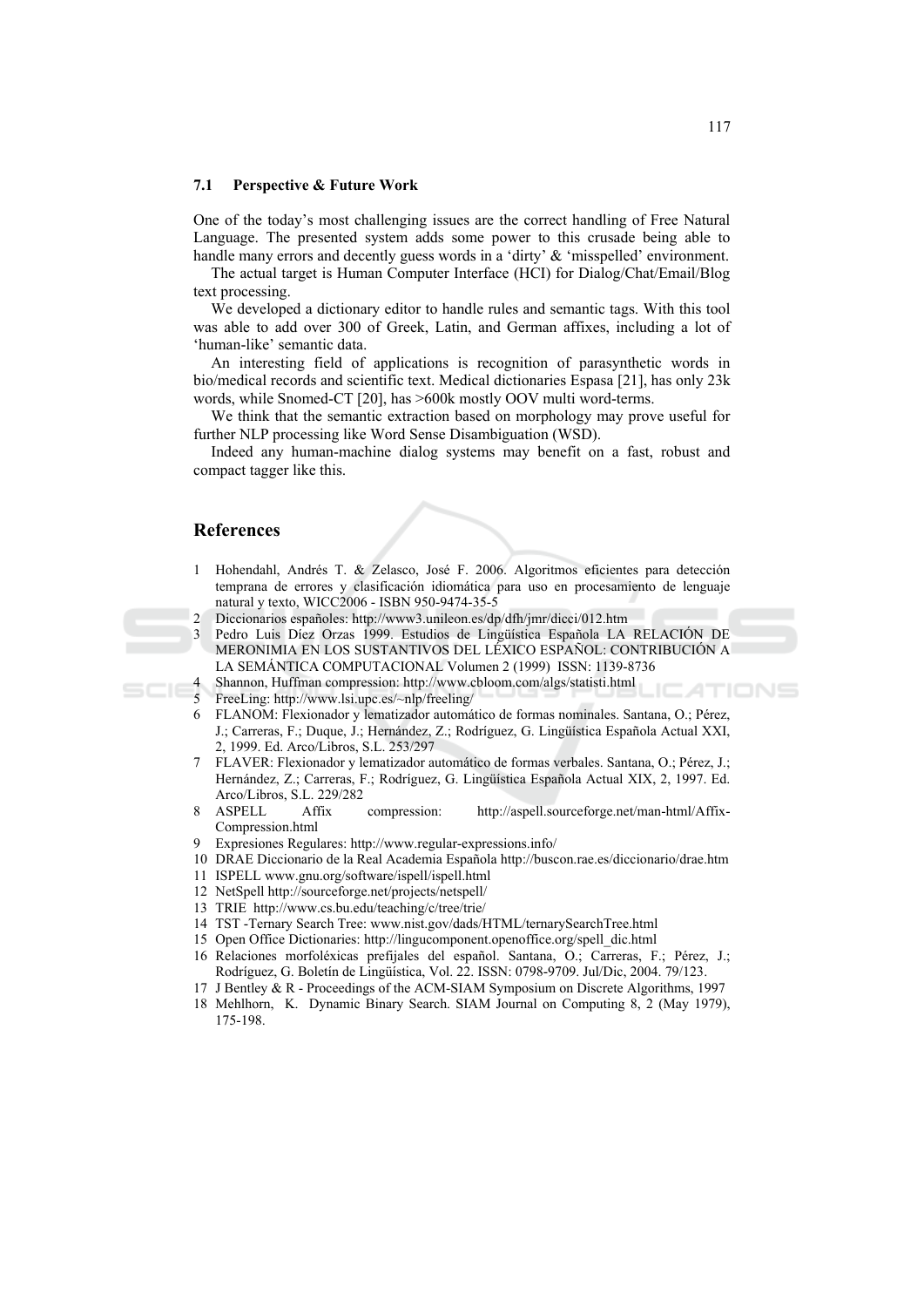### 7.1 Perspective & Future Work

One of the today's most challenging issues are the correct handling of Free Natural Language. The presented system adds some power to this crusade being able to handle many errors and decently guess words in a 'dirty' & 'misspelled' environment.

The actual target is Human Computer Interface (HCI) for Dialog/Chat/Email/Blog text processing.

We developed a dictionary editor to handle rules and semantic tags. With this tool was able to add over 300 of Greek, Latin, and German affixes, including a lot of 'human-like' semantic data.

An interesting field of applications is recognition of parasynthetic words in bio/medical records and scientific text. Medical dictionaries Espasa [21], has only 23k words, while Snomed-CT [20], has >600k mostly OOV multi word-terms.

We think that the semantic extraction based on morphology may prove useful for further NLP processing like Word Sense Disambiguation (WSD).

Indeed any human-machine dialog systems may benefit on a fast, robust and compact tagger like this.

## References

1. Hohendahl, Andrés T. & Zelasco, José F. 2006. Algoritmos eficientes para detección temprana de errores y clasificación idiomática para uso en procesamiento de lenguaje natural y texto, WICC2006 - ISBN 950-9474-35-5
2. Diccionarios españoles: http://www3.unileon.es/dp/dfh/jmr/dicci/012.htm
3. Pedro Luis Díez Orzas 1999. Estudios de Lingüística Española LA RELACIÓN DE MERONIMIA EN LOS SUSTANTIVOS DEL LÉXICO ESPAÑOL: CONTRIBUCIÓN A LA SEMÁNTICA COMPUTACIONAL Volumen 2 (1999) ISSN: 1139-8736
4. Shannon, Huffman compression: http://www.cbloom.com/algs/statisti.html
5. FreeLing: http://www.lsi.upc.es/~nlp/freeling/
6. FLANOM: Flexionador y lematizador automático de formas nominales. Santana, O.; Pérez, J.; Carreras, F.; Duque, J.; Hernández, Z.; Rodríguez, G. Lingüística Española Actual XXI, 2, 1999. Ed. Arco/Libros, S.L. 253/297
7. FLAVER: Flexionador y lematizador automático de formas verbales. Santana, O.; Pérez, J.; Hernández, Z.; Carreras, F.; Rodríguez, G. Lingüística Española Actual XIX, 2, 1997. Ed. Arco/Libros, S.L. 229/282
8. ASPELL Affix compression: http://aspell.sourceforge.net/man-html/Affix-Compression.html
9. Expresiones Regulares: http://www.regular-expressions.info/
10. DRAE Diccionario de la Real Academia Española http://buscon.rae.es/diccionario/drae.htm
11. ISPELL www.gnu.org/software/ispell/ispell.html
12. NetSpell http://sourceforge.net/projects/netspell/
13. TRIE http://www.cs.bu.edu/teaching/c/tree/trie/
14. TST -Ternary Search Tree: www.nist.gov/dads/HTML/ternarySearchTree.html
15. Open Office Dictionaries: http://lingucomponent.openoffice.org/spell_dic.html
16. Relaciones morfoléxicas prefijales del español. Santana, O.; Carreras, F.; Pérez, J.; Rodríguez, G. Boletín de Lingüística, Vol. 22. ISSN: 0798-9709. Jul/Dic, 2004. 79/123.
17. J Bentley & R - Proceedings of the ACM-SIAM Symposium on Discrete Algorithms, 1997
18. Mehlhorn, K. Dynamic Binary Search. SIAM Journal on Computing 8, 2 (May 1979), 175-198.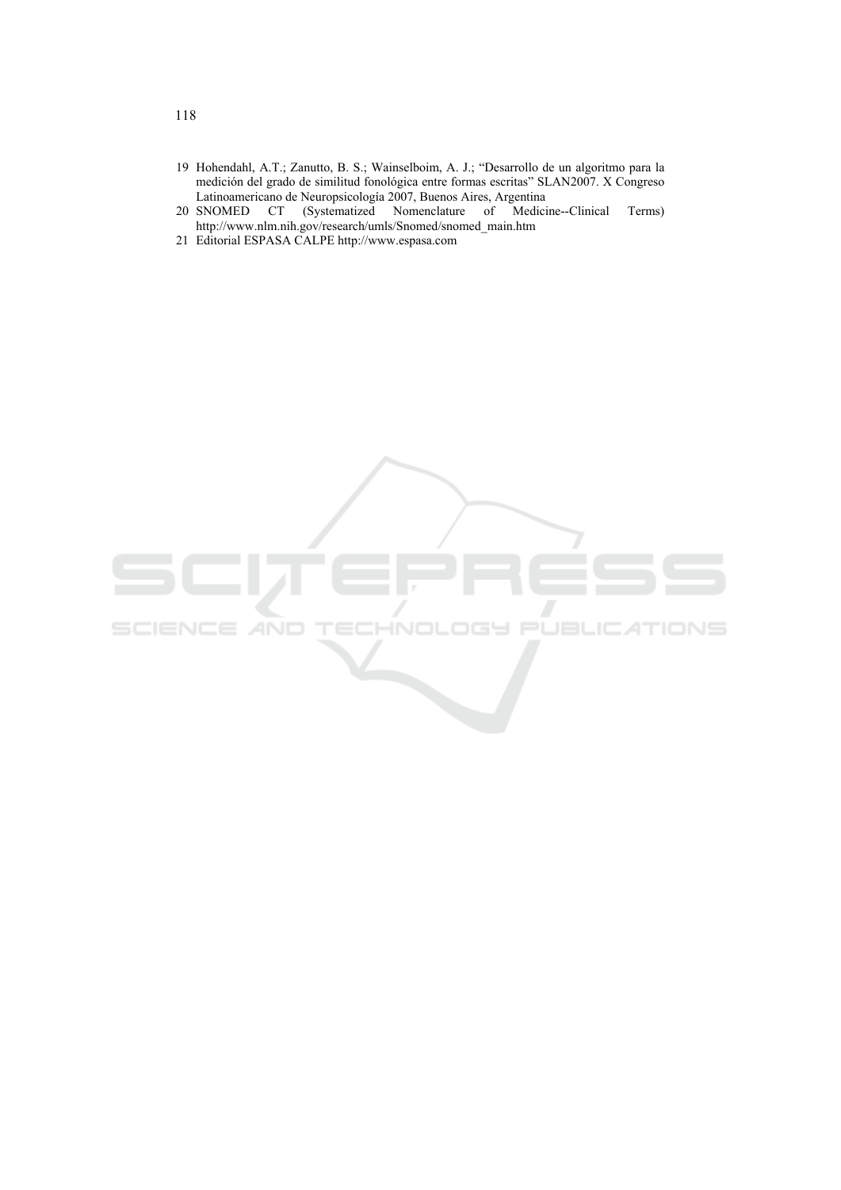19 Hohendahl, A.T.; Zanutto, B. S.; Wainselboim, A. J.; "Desarrollo de un algoritmo para la medición del grado de similitud fonológica entre formas escritas" SLAN2007. X Congreso Latinoamericano de Neuropsicología 2007, Buenos Aires, Argentina

20 SNOMED CT (Systematized Nomenclature of Medicine--Clinical Terms) http://www.nlm.nih.gov/research/umls/Snomed/snomed_main.htm

21 Editorial ESPASA CALPE http://www.espasa.com